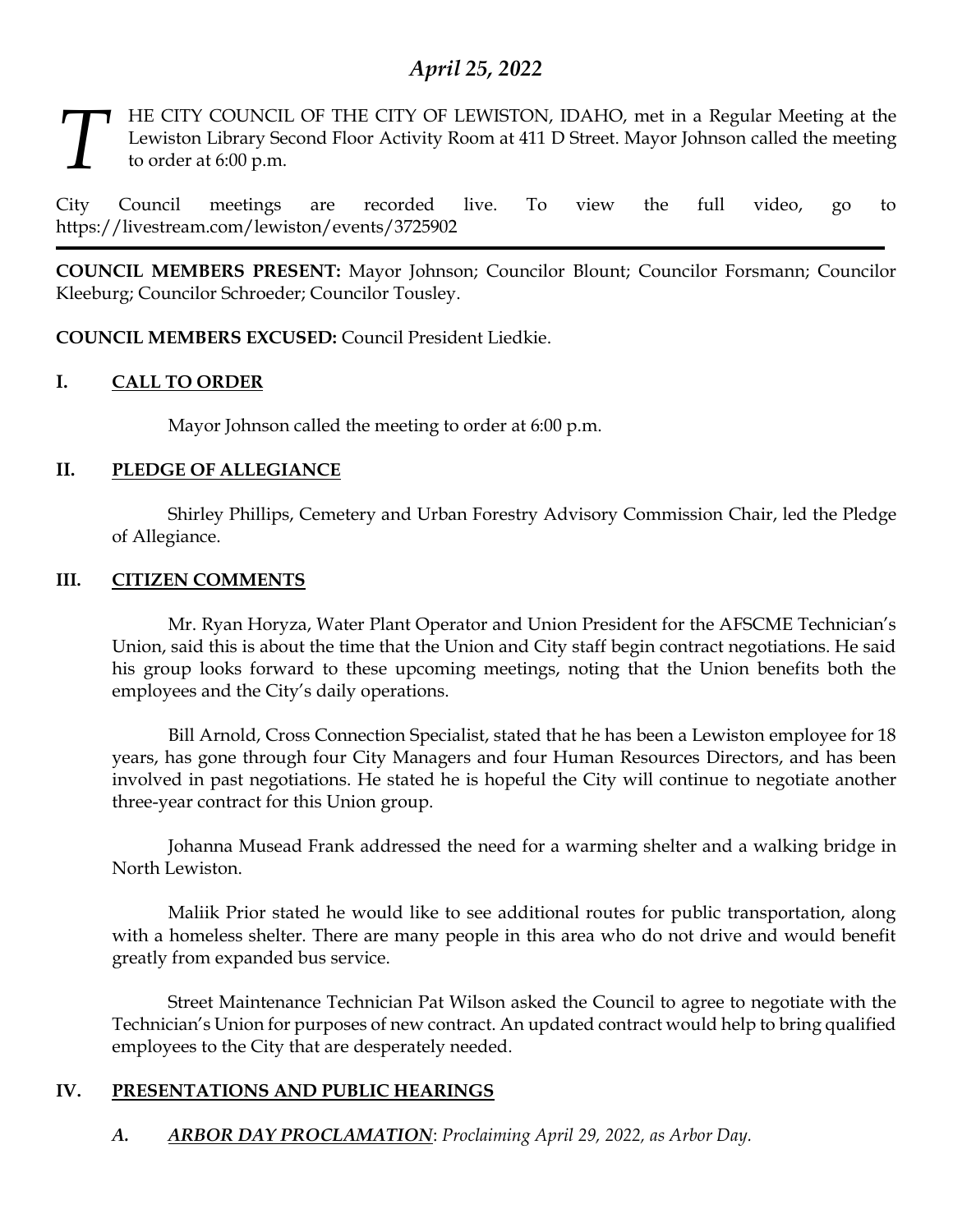# *April 25, 2022*

THE CITY COUNCIL OF THE CITY OF LEWISTON, IDAHO, met in a Regular Meeting at the Lewiston Library Second Floor Activity Room at 411 D Street. Mayor Johnson called the meeting to order at 6:00 p.m.

City Council meetings are recorded live. To view the full video, go to https://livestream.com/lewiston/events/3725902

---

**COUNCIL MEMBERS PRESENT:** Mayor Johnson; Councilor Blount; Councilor Forsmann; Councilor Kleeburg; Councilor Schroeder; Councilor Tousley.

**COUNCIL MEMBERS EXCUSED:** Council President Liedkie.

## I. CALL TO ORDER

Mayor Johnson called the meeting to order at 6:00 p.m.

## II. PLEDGE OF ALLEGIANCE

Shirley Phillips, Cemetery and Urban Forestry Advisory Commission Chair, led the Pledge of Allegiance.

## III. CITIZEN COMMENTS

Mr. Ryan Horyza, Water Plant Operator and Union President for the AFSCME Technician's Union, said this is about the time that the Union and City staff begin contract negotiations. He said his group looks forward to these upcoming meetings, noting that the Union benefits both the employees and the City's daily operations.

Bill Arnold, Cross Connection Specialist, stated that he has been a Lewiston employee for 18 years, has gone through four City Managers and four Human Resources Directors, and has been involved in past negotiations. He stated he is hopeful the City will continue to negotiate another three-year contract for this Union group.

Johanna Musead Frank addressed the need for a warming shelter and a walking bridge in North Lewiston.

Maliik Prior stated he would like to see additional routes for public transportation, along with a homeless shelter. There are many people in this area who do not drive and would benefit greatly from expanded bus service.

Street Maintenance Technician Pat Wilson asked the Council to agree to negotiate with the Technician's Union for purposes of new contract. An updated contract would help to bring qualified employees to the City that are desperately needed.

## IV. PRESENTATIONS AND PUBLIC HEARINGS

### *A. ARBOR DAY PROCLAMATION*: *Proclaiming April 29, 2022, as Arbor Day.*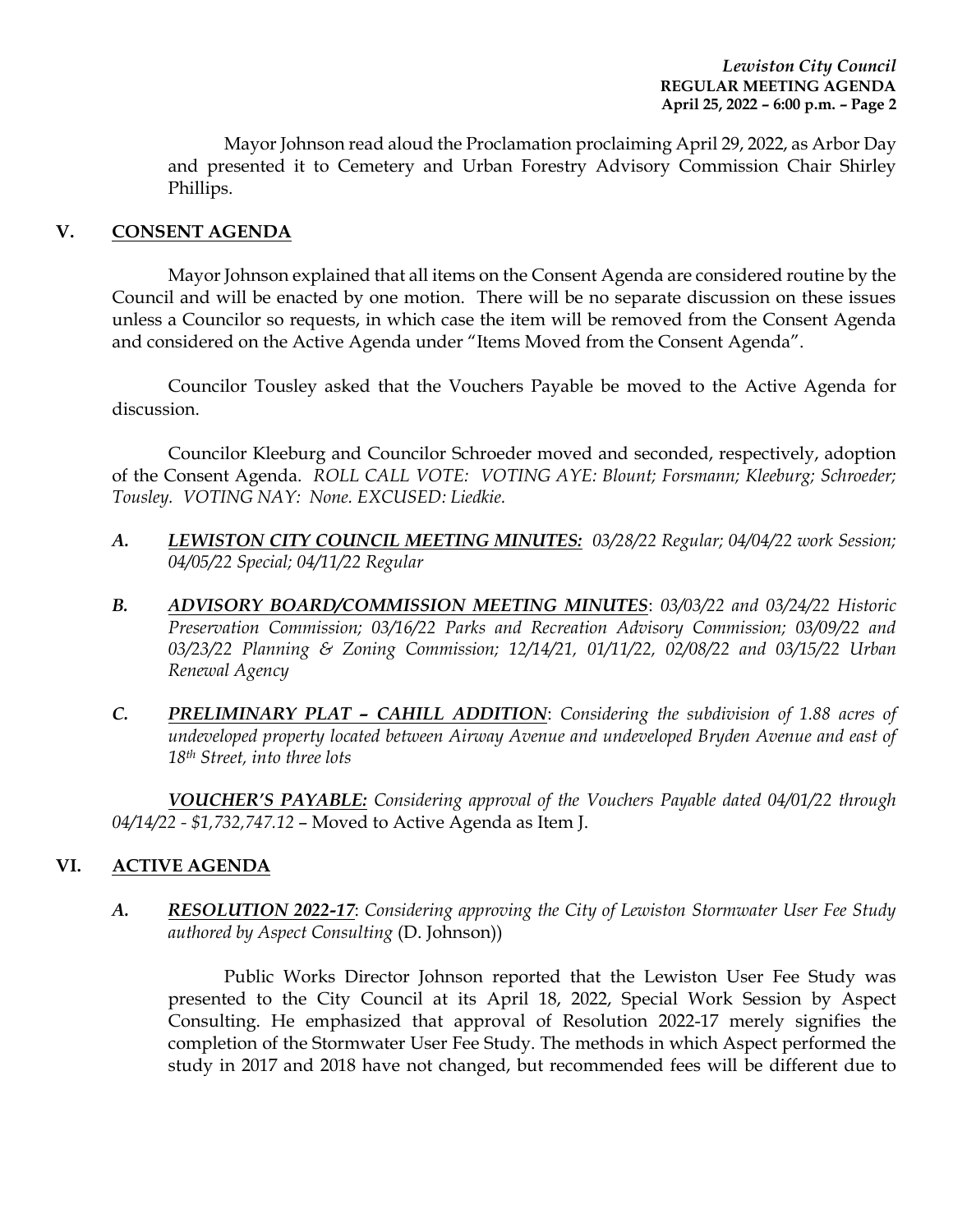Mayor Johnson read aloud the Proclamation proclaiming April 29, 2022, as Arbor Day and presented it to Cemetery and Urban Forestry Advisory Commission Chair Shirley Phillips.

## V. CONSENT AGENDA

Mayor Johnson explained that all items on the Consent Agenda are considered routine by the Council and will be enacted by one motion. There will be no separate discussion on these issues unless a Councilor so requests, in which case the item will be removed from the Consent Agenda and considered on the Active Agenda under "Items Moved from the Consent Agenda".

Councilor Tousley asked that the Vouchers Payable be moved to the Active Agenda for discussion.

Councilor Kleeburg and Councilor Schroeder moved and seconded, respectively, adoption of the Consent Agenda. *ROLL CALL VOTE: VOTING AYE: Blount; Forsmann; Kleeburg; Schroeder; Tousley. VOTING NAY: None. EXCUSED: Liedkie.*

*A.* ***LEWISTON CITY COUNCIL MEETING MINUTES:*** *03/28/22 Regular; 04/04/22 work Session; 04/05/22 Special; 04/11/22 Regular*

*B.* ***ADVISORY BOARD/COMMISSION MEETING MINUTES***: *03/03/22 and 03/24/22 Historic Preservation Commission; 03/16/22 Parks and Recreation Advisory Commission; 03/09/22 and 03/23/22 Planning & Zoning Commission; 12/14/21, 01/11/22, 02/08/22 and 03/15/22 Urban Renewal Agency*

*C.* ***PRELIMINARY PLAT – CAHILL ADDITION***: *Considering the subdivision of 1.88 acres of undeveloped property located between Airway Avenue and undeveloped Bryden Avenue and east of 18th Street, into three lots*

***VOUCHER'S PAYABLE:*** *Considering approval of the Vouchers Payable dated 04/01/22 through 04/14/22 - $1,732,747.12* – Moved to Active Agenda as Item J.

## VI. ACTIVE AGENDA

*A.* ***RESOLUTION 2022-17***: *Considering approving the City of Lewiston Stormwater User Fee Study authored by Aspect Consulting* (D. Johnson))

Public Works Director Johnson reported that the Lewiston User Fee Study was presented to the City Council at its April 18, 2022, Special Work Session by Aspect Consulting. He emphasized that approval of Resolution 2022-17 merely signifies the completion of the Stormwater User Fee Study. The methods in which Aspect performed the study in 2017 and 2018 have not changed, but recommended fees will be different due to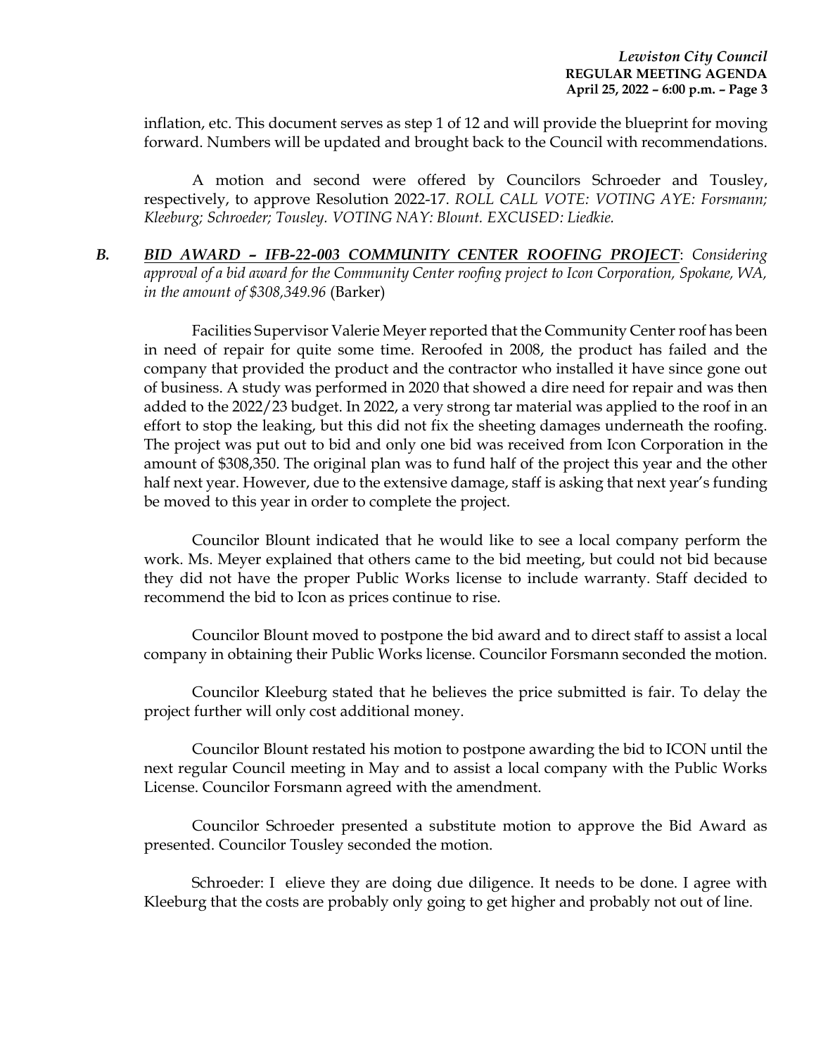inflation, etc. This document serves as step 1 of 12 and will provide the blueprint for moving forward. Numbers will be updated and brought back to the Council with recommendations.

A motion and second were offered by Councilors Schroeder and Tousley, respectively, to approve Resolution 2022-17. *ROLL CALL VOTE: VOTING AYE: Forsmann; Kleeburg; Schroeder; Tousley. VOTING NAY: Blount. EXCUSED: Liedkie.*

***B. BID AWARD – IFB-22-003 COMMUNITY CENTER ROOFING PROJECT***: *Considering approval of a bid award for the Community Center roofing project to Icon Corporation, Spokane, WA, in the amount of $308,349.96* (Barker)

Facilities Supervisor Valerie Meyer reported that the Community Center roof has been in need of repair for quite some time. Reroofed in 2008, the product has failed and the company that provided the product and the contractor who installed it have since gone out of business. A study was performed in 2020 that showed a dire need for repair and was then added to the 2022/23 budget. In 2022, a very strong tar material was applied to the roof in an effort to stop the leaking, but this did not fix the sheeting damages underneath the roofing. The project was put out to bid and only one bid was received from Icon Corporation in the amount of $308,350. The original plan was to fund half of the project this year and the other half next year. However, due to the extensive damage, staff is asking that next year's funding be moved to this year in order to complete the project.

Councilor Blount indicated that he would like to see a local company perform the work. Ms. Meyer explained that others came to the bid meeting, but could not bid because they did not have the proper Public Works license to include warranty. Staff decided to recommend the bid to Icon as prices continue to rise.

Councilor Blount moved to postpone the bid award and to direct staff to assist a local company in obtaining their Public Works license. Councilor Forsmann seconded the motion.

Councilor Kleeburg stated that he believes the price submitted is fair. To delay the project further will only cost additional money.

Councilor Blount restated his motion to postpone awarding the bid to ICON until the next regular Council meeting in May and to assist a local company with the Public Works License. Councilor Forsmann agreed with the amendment.

Councilor Schroeder presented a substitute motion to approve the Bid Award as presented. Councilor Tousley seconded the motion.

Schroeder: I elieve they are doing due diligence. It needs to be done. I agree with Kleeburg that the costs are probably only going to get higher and probably not out of line.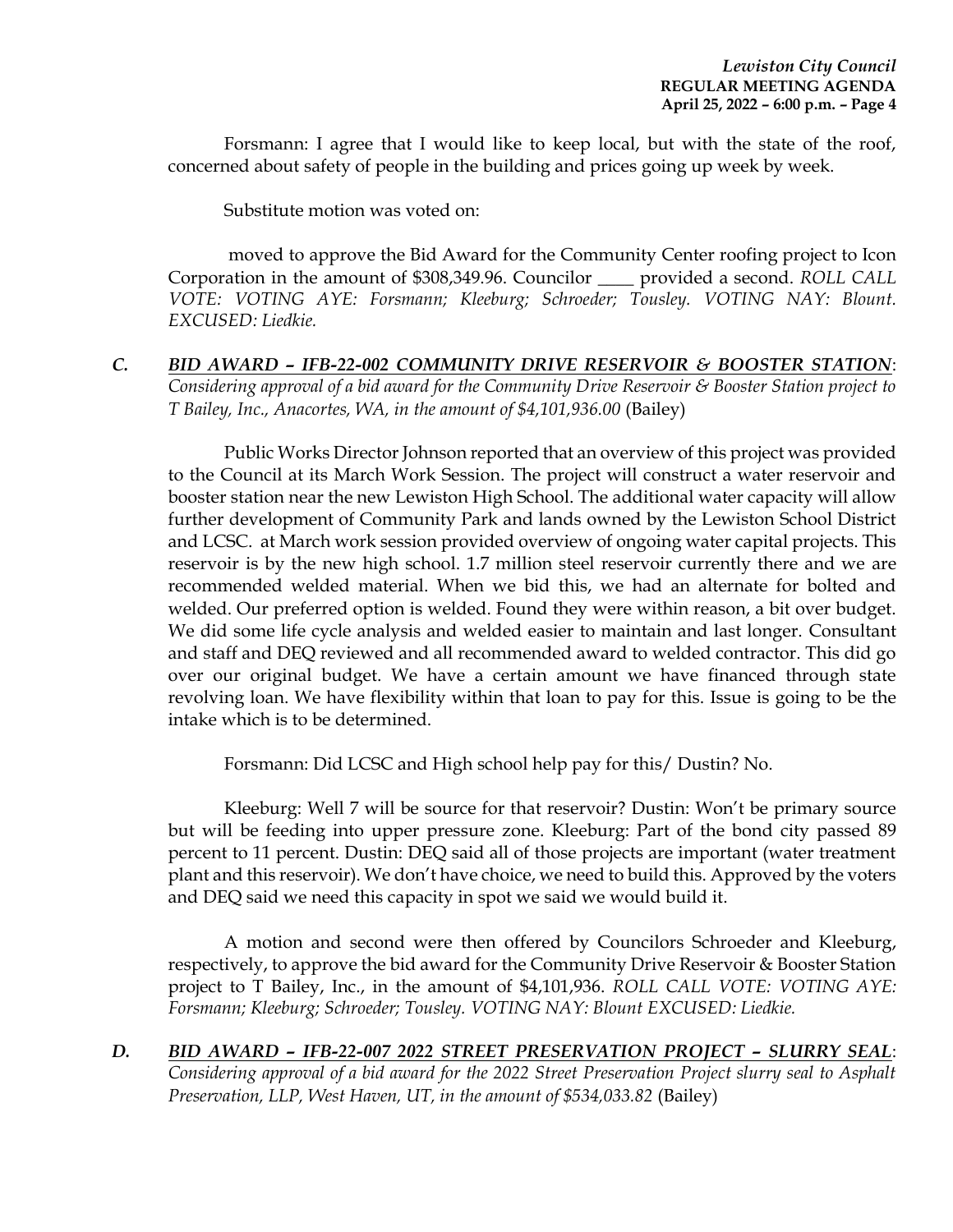Forsmann: I agree that I would like to keep local, but with the state of the roof, concerned about safety of people in the building and prices going up week by week.

Substitute motion was voted on:

moved to approve the Bid Award for the Community Center roofing project to Icon Corporation in the amount of $308,349.96. Councilor ____ provided a second. *ROLL CALL VOTE: VOTING AYE: Forsmann; Kleeburg; Schroeder; Tousley. VOTING NAY: Blount. EXCUSED: Liedkie.*

***C. <u>BID AWARD – IFB-22-002 COMMUNITY DRIVE RESERVOIR & BOOSTER STATION</u>*:** *Considering approval of a bid award for the Community Drive Reservoir & Booster Station project to T Bailey, Inc., Anacortes, WA, in the amount of $4,101,936.00* (Bailey)

Public Works Director Johnson reported that an overview of this project was provided to the Council at its March Work Session. The project will construct a water reservoir and booster station near the new Lewiston High School. The additional water capacity will allow further development of Community Park and lands owned by the Lewiston School District and LCSC. at March work session provided overview of ongoing water capital projects. This reservoir is by the new high school. 1.7 million steel reservoir currently there and we are recommended welded material. When we bid this, we had an alternate for bolted and welded. Our preferred option is welded. Found they were within reason, a bit over budget. We did some life cycle analysis and welded easier to maintain and last longer. Consultant and staff and DEQ reviewed and all recommended award to welded contractor. This did go over our original budget. We have a certain amount we have financed through state revolving loan. We have flexibility within that loan to pay for this. Issue is going to be the intake which is to be determined.

Forsmann: Did LCSC and High school help pay for this/ Dustin? No.

Kleeburg: Well 7 will be source for that reservoir? Dustin: Won't be primary source but will be feeding into upper pressure zone. Kleeburg: Part of the bond city passed 89 percent to 11 percent. Dustin: DEQ said all of those projects are important (water treatment plant and this reservoir). We don't have choice, we need to build this. Approved by the voters and DEQ said we need this capacity in spot we said we would build it.

A motion and second were then offered by Councilors Schroeder and Kleeburg, respectively, to approve the bid award for the Community Drive Reservoir & Booster Station project to T Bailey, Inc., in the amount of $4,101,936. *ROLL CALL VOTE: VOTING AYE: Forsmann; Kleeburg; Schroeder; Tousley. VOTING NAY: Blount EXCUSED: Liedkie.*

***D. <u>BID AWARD – IFB-22-007 2022 STREET PRESERVATION PROJECT – SLURRY SEAL</u>*:** *Considering approval of a bid award for the 2022 Street Preservation Project slurry seal to Asphalt Preservation, LLP, West Haven, UT, in the amount of $534,033.82* (Bailey)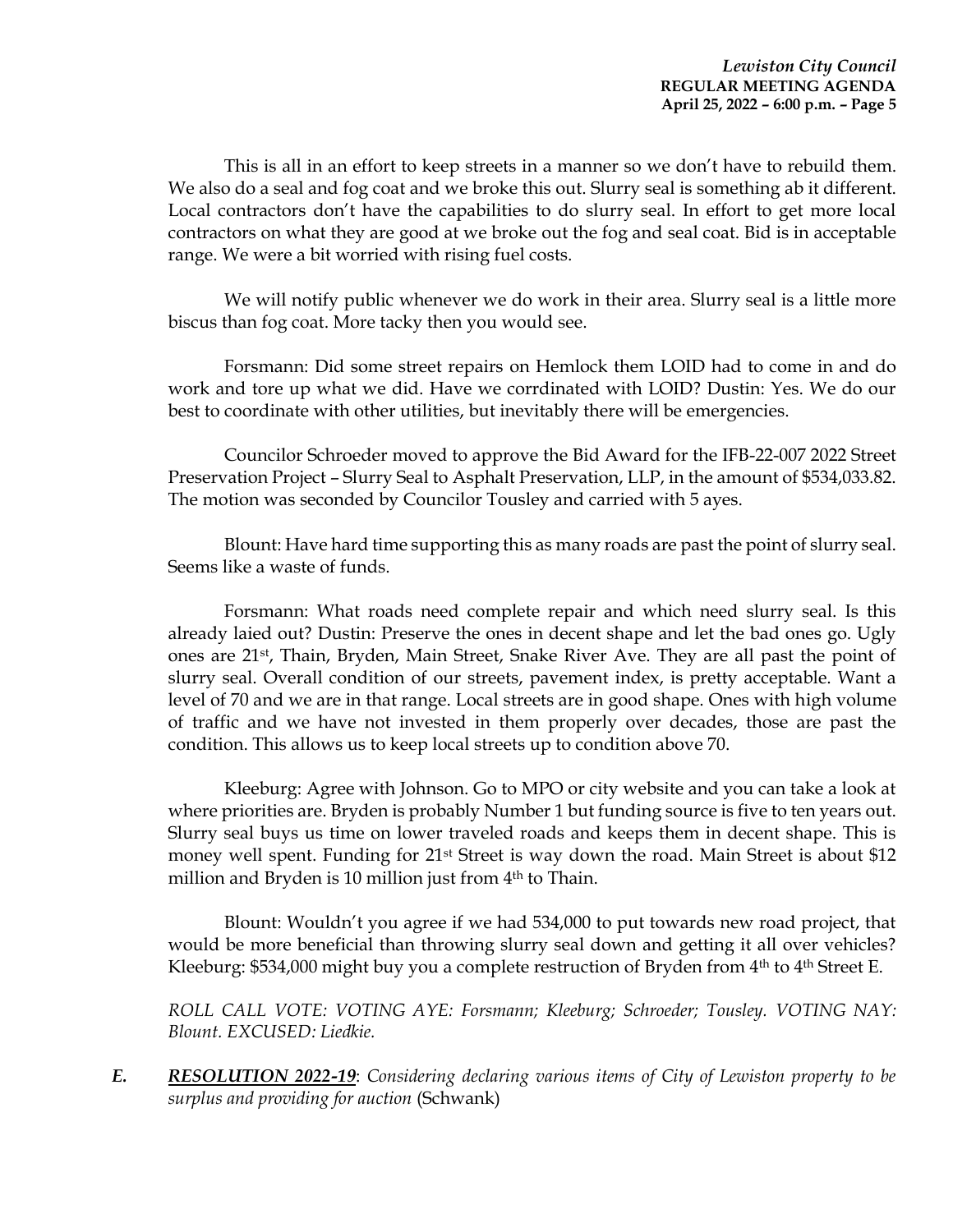This is all in an effort to keep streets in a manner so we don't have to rebuild them. We also do a seal and fog coat and we broke this out. Slurry seal is something ab it different. Local contractors don't have the capabilities to do slurry seal. In effort to get more local contractors on what they are good at we broke out the fog and seal coat. Bid is in acceptable range. We were a bit worried with rising fuel costs.

We will notify public whenever we do work in their area. Slurry seal is a little more biscus than fog coat. More tacky then you would see.

Forsmann: Did some street repairs on Hemlock them LOID had to come in and do work and tore up what we did. Have we corrdinated with LOID? Dustin: Yes. We do our best to coordinate with other utilities, but inevitably there will be emergencies.

Councilor Schroeder moved to approve the Bid Award for the IFB-22-007 2022 Street Preservation Project – Slurry Seal to Asphalt Preservation, LLP, in the amount of $534,033.82. The motion was seconded by Councilor Tousley and carried with 5 ayes.

Blount: Have hard time supporting this as many roads are past the point of slurry seal. Seems like a waste of funds.

Forsmann: What roads need complete repair and which need slurry seal. Is this already laied out? Dustin: Preserve the ones in decent shape and let the bad ones go. Ugly ones are 21st, Thain, Bryden, Main Street, Snake River Ave. They are all past the point of slurry seal. Overall condition of our streets, pavement index, is pretty acceptable. Want a level of 70 and we are in that range. Local streets are in good shape. Ones with high volume of traffic and we have not invested in them properly over decades, those are past the condition. This allows us to keep local streets up to condition above 70.

Kleeburg: Agree with Johnson. Go to MPO or city website and you can take a look at where priorities are. Bryden is probably Number 1 but funding source is five to ten years out. Slurry seal buys us time on lower traveled roads and keeps them in decent shape. This is money well spent. Funding for 21st Street is way down the road. Main Street is about $12 million and Bryden is 10 million just from 4th to Thain.

Blount: Wouldn't you agree if we had 534,000 to put towards new road project, that would be more beneficial than throwing slurry seal down and getting it all over vehicles? Kleeburg: $534,000 might buy you a complete restruction of Bryden from 4th to 4th Street E.

*ROLL CALL VOTE: VOTING AYE: Forsmann; Kleeburg; Schroeder; Tousley. VOTING NAY: Blount. EXCUSED: Liedkie.*

***E.*** ***RESOLUTION 2022-19***: *Considering declaring various items of City of Lewiston property to be surplus and providing for auction* (Schwank)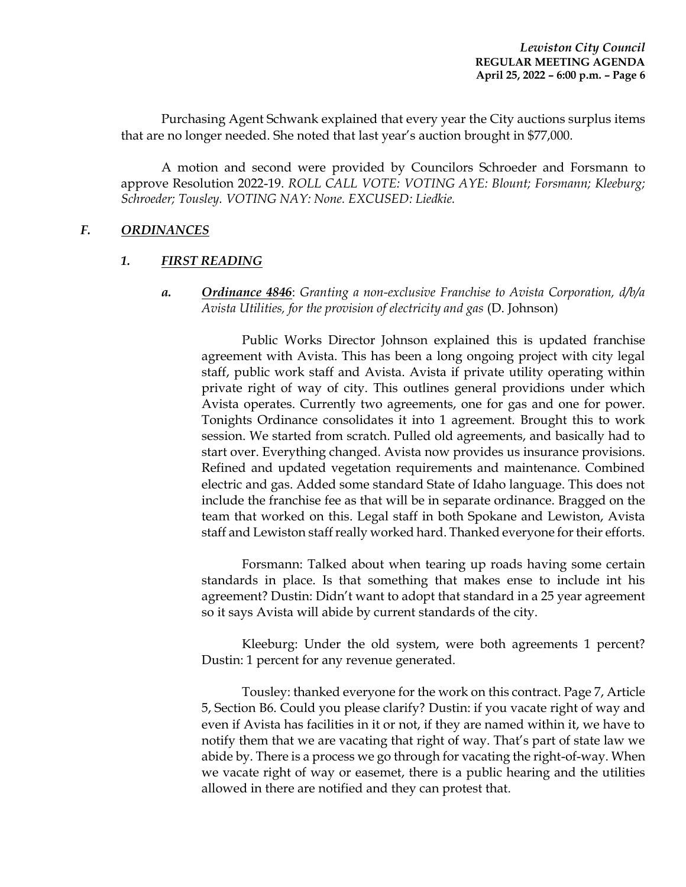Purchasing Agent Schwank explained that every year the City auctions surplus items that are no longer needed. She noted that last year's auction brought in $77,000.

A motion and second were provided by Councilors Schroeder and Forsmann to approve Resolution 2022-19. *ROLL CALL VOTE: VOTING AYE: Blount; Forsmann; Kleeburg; Schroeder; Tousley. VOTING NAY: None. EXCUSED: Liedkie.*

## *F. ORDINANCES*

### *1. FIRST READING*

***a. Ordinance 4846***: *Granting a non-exclusive Franchise to Avista Corporation, d/b/a Avista Utilities, for the provision of electricity and gas* (D. Johnson)

Public Works Director Johnson explained this is updated franchise agreement with Avista. This has been a long ongoing project with city legal staff, public work staff and Avista. Avista if private utility operating within private right of way of city. This outlines general providions under which Avista operates. Currently two agreements, one for gas and one for power. Tonights Ordinance consolidates it into 1 agreement. Brought this to work session. We started from scratch. Pulled old agreements, and basically had to start over. Everything changed. Avista now provides us insurance provisions. Refined and updated vegetation requirements and maintenance. Combined electric and gas. Added some standard State of Idaho language. This does not include the franchise fee as that will be in separate ordinance. Bragged on the team that worked on this. Legal staff in both Spokane and Lewiston, Avista staff and Lewiston staff really worked hard. Thanked everyone for their efforts.

Forsmann: Talked about when tearing up roads having some certain standards in place. Is that something that makes ense to include int his agreement? Dustin: Didn't want to adopt that standard in a 25 year agreement so it says Avista will abide by current standards of the city.

Kleeburg: Under the old system, were both agreements 1 percent? Dustin: 1 percent for any revenue generated.

Tousley: thanked everyone for the work on this contract. Page 7, Article 5, Section B6. Could you please clarify? Dustin: if you vacate right of way and even if Avista has facilities in it or not, if they are named within it, we have to notify them that we are vacating that right of way. That's part of state law we abide by. There is a process we go through for vacating the right-of-way. When we vacate right of way or easemet, there is a public hearing and the utilities allowed in there are notified and they can protest that.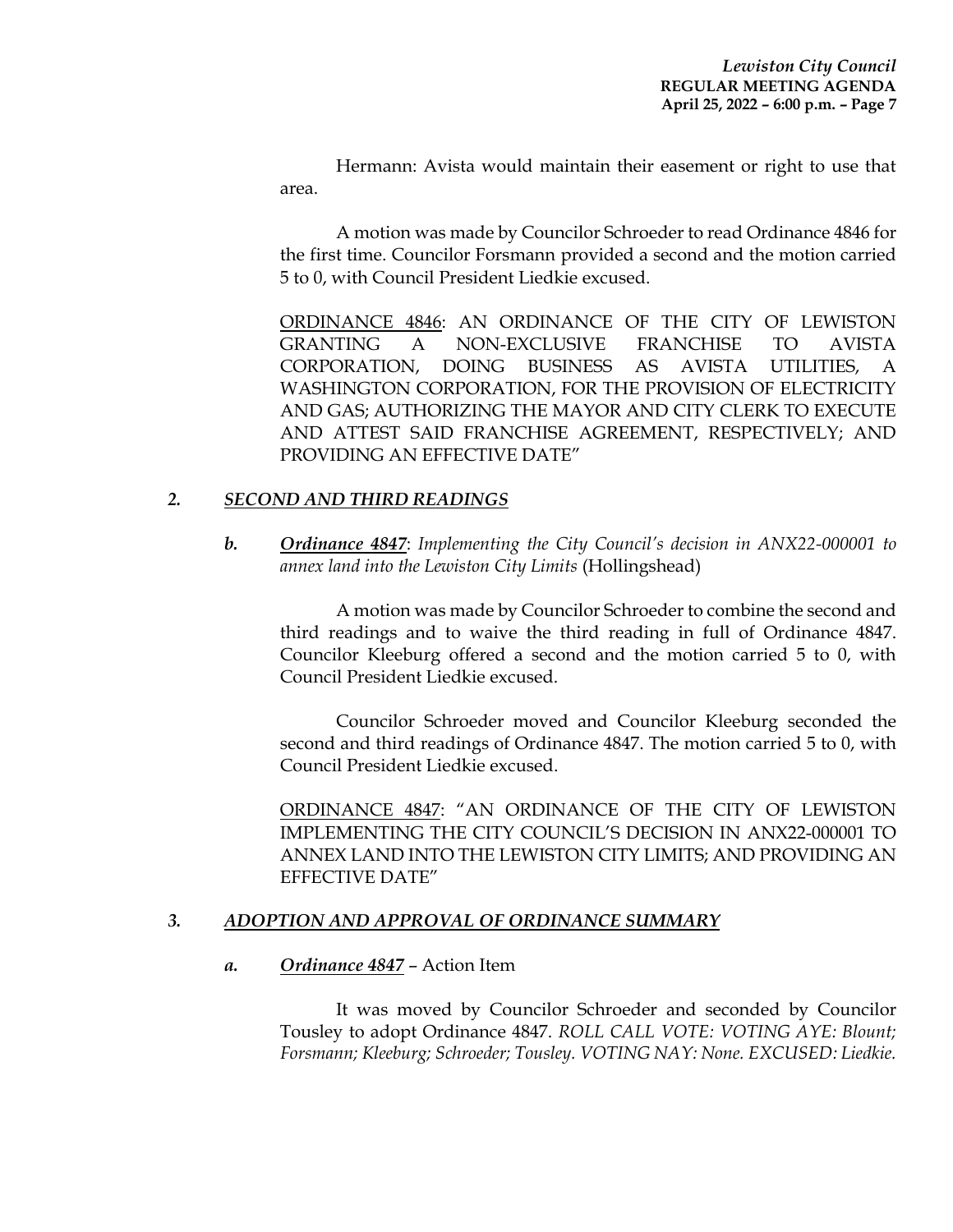Hermann: Avista would maintain their easement or right to use that area.

A motion was made by Councilor Schroeder to read Ordinance 4846 for the first time. Councilor Forsmann provided a second and the motion carried 5 to 0, with Council President Liedkie excused.

<u>ORDINANCE 4846</u>: AN ORDINANCE OF THE CITY OF LEWISTON GRANTING A NON-EXCLUSIVE FRANCHISE TO AVISTA CORPORATION, DOING BUSINESS AS AVISTA UTILITIES, A WASHINGTON CORPORATION, FOR THE PROVISION OF ELECTRICITY AND GAS; AUTHORIZING THE MAYOR AND CITY CLERK TO EXECUTE AND ATTEST SAID FRANCHISE AGREEMENT, RESPECTIVELY; AND PROVIDING AN EFFECTIVE DATE"

## *2. SECOND AND THIRD READINGS*

***b. Ordinance 4847***: *Implementing the City Council's decision in ANX22-000001 to annex land into the Lewiston City Limits* (Hollingshead)

A motion was made by Councilor Schroeder to combine the second and third readings and to waive the third reading in full of Ordinance 4847. Councilor Kleeburg offered a second and the motion carried 5 to 0, with Council President Liedkie excused.

Councilor Schroeder moved and Councilor Kleeburg seconded the second and third readings of Ordinance 4847. The motion carried 5 to 0, with Council President Liedkie excused.

<u>ORDINANCE 4847</u>: "AN ORDINANCE OF THE CITY OF LEWISTON IMPLEMENTING THE CITY COUNCIL'S DECISION IN ANX22-000001 TO ANNEX LAND INTO THE LEWISTON CITY LIMITS; AND PROVIDING AN EFFECTIVE DATE"

## *3. ADOPTION AND APPROVAL OF ORDINANCE SUMMARY*

***a. Ordinance 4847*** – Action Item

It was moved by Councilor Schroeder and seconded by Councilor Tousley to adopt Ordinance 4847. *ROLL CALL VOTE: VOTING AYE: Blount; Forsmann; Kleeburg; Schroeder; Tousley. VOTING NAY: None. EXCUSED: Liedkie.*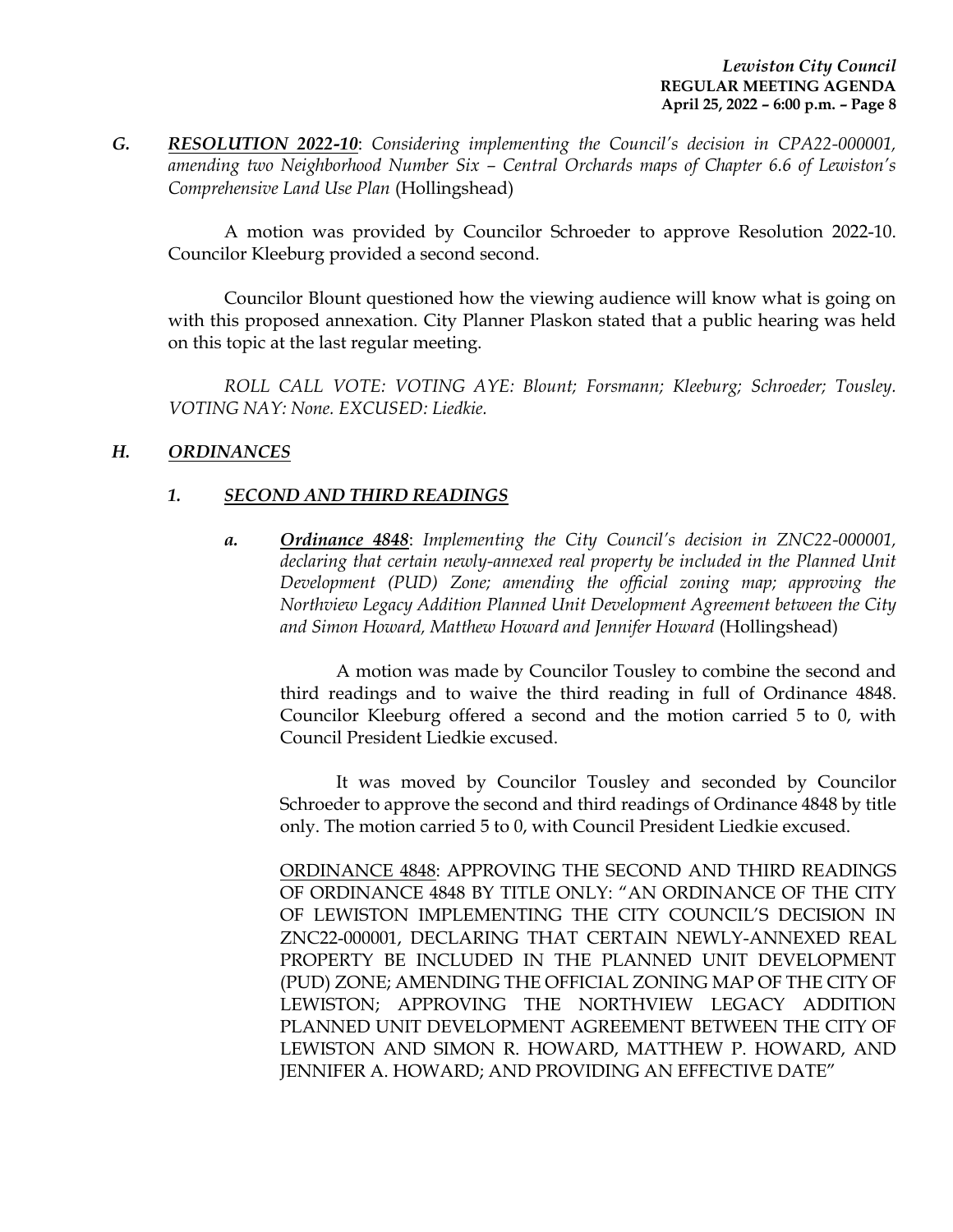*G.* ***RESOLUTION 2022-10***: *Considering implementing the Council's decision in CPA22-000001, amending two Neighborhood Number Six – Central Orchards maps of Chapter 6.6 of Lewiston's Comprehensive Land Use Plan* (Hollingshead)

A motion was provided by Councilor Schroeder to approve Resolution 2022-10. Councilor Kleeburg provided a second second.

Councilor Blount questioned how the viewing audience will know what is going on with this proposed annexation. City Planner Plaskon stated that a public hearing was held on this topic at the last regular meeting.

*ROLL CALL VOTE: VOTING AYE: Blount; Forsmann; Kleeburg; Schroeder; Tousley. VOTING NAY: None. EXCUSED: Liedkie.*

*H.* ***ORDINANCES***

*1.* ***SECOND AND THIRD READINGS***

*a.* ***Ordinance 4848***: *Implementing the City Council's decision in ZNC22-000001, declaring that certain newly-annexed real property be included in the Planned Unit Development (PUD) Zone; amending the official zoning map; approving the Northview Legacy Addition Planned Unit Development Agreement between the City and Simon Howard, Matthew Howard and Jennifer Howard* (Hollingshead)

A motion was made by Councilor Tousley to combine the second and third readings and to waive the third reading in full of Ordinance 4848. Councilor Kleeburg offered a second and the motion carried 5 to 0, with Council President Liedkie excused.

It was moved by Councilor Tousley and seconded by Councilor Schroeder to approve the second and third readings of Ordinance 4848 by title only. The motion carried 5 to 0, with Council President Liedkie excused.

ORDINANCE 4848: APPROVING THE SECOND AND THIRD READINGS OF ORDINANCE 4848 BY TITLE ONLY: "AN ORDINANCE OF THE CITY OF LEWISTON IMPLEMENTING THE CITY COUNCIL'S DECISION IN ZNC22-000001, DECLARING THAT CERTAIN NEWLY-ANNEXED REAL PROPERTY BE INCLUDED IN THE PLANNED UNIT DEVELOPMENT (PUD) ZONE; AMENDING THE OFFICIAL ZONING MAP OF THE CITY OF LEWISTON; APPROVING THE NORTHVIEW LEGACY ADDITION PLANNED UNIT DEVELOPMENT AGREEMENT BETWEEN THE CITY OF LEWISTON AND SIMON R. HOWARD, MATTHEW P. HOWARD, AND JENNIFER A. HOWARD; AND PROVIDING AN EFFECTIVE DATE"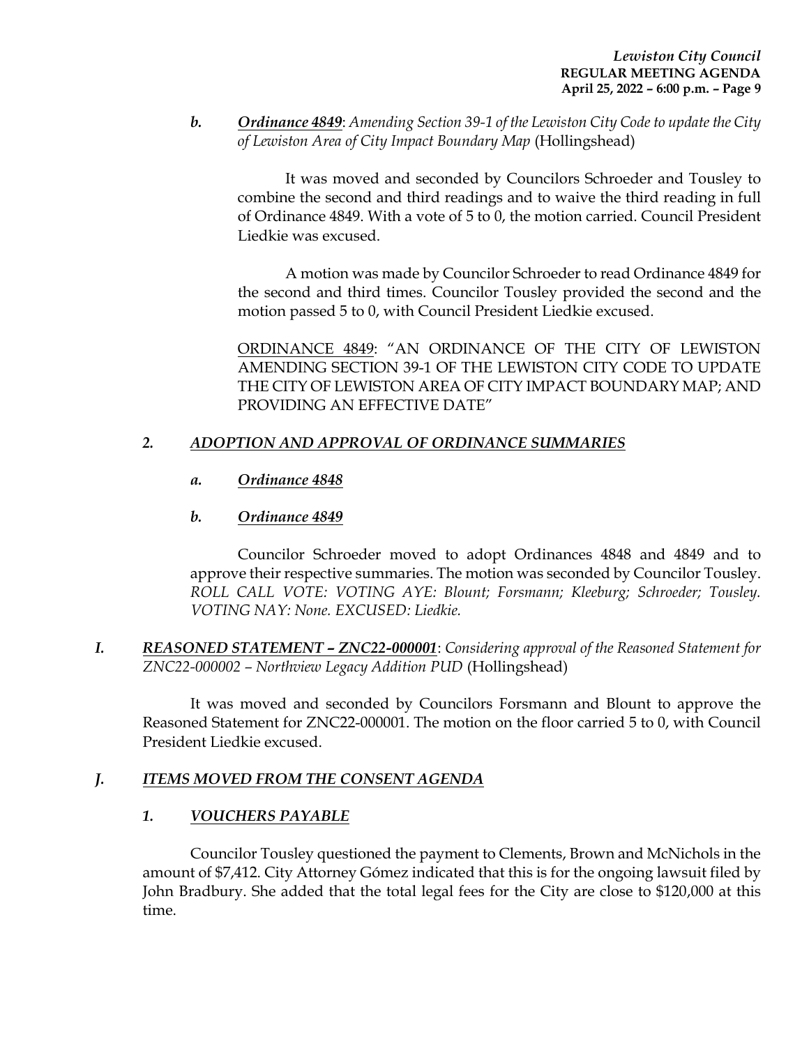***b.*** ***<u>Ordinance 4849</u>***: *Amending Section 39-1 of the Lewiston City Code to update the City of Lewiston Area of City Impact Boundary Map* (Hollingshead)

It was moved and seconded by Councilors Schroeder and Tousley to combine the second and third readings and to waive the third reading in full of Ordinance 4849. With a vote of 5 to 0, the motion carried. Council President Liedkie was excused.

A motion was made by Councilor Schroeder to read Ordinance 4849 for the second and third times. Councilor Tousley provided the second and the motion passed 5 to 0, with Council President Liedkie excused.

<u>ORDINANCE 4849</u>: "AN ORDINANCE OF THE CITY OF LEWISTON AMENDING SECTION 39-1 OF THE LEWISTON CITY CODE TO UPDATE THE CITY OF LEWISTON AREA OF CITY IMPACT BOUNDARY MAP; AND PROVIDING AN EFFECTIVE DATE"

### *2.* ***<u>ADOPTION AND APPROVAL OF ORDINANCE SUMMARIES</u>***

***a.*** ***<u>Ordinance 4848</u>***

***b.*** ***<u>Ordinance 4849</u>***

Councilor Schroeder moved to adopt Ordinances 4848 and 4849 and to approve their respective summaries. The motion was seconded by Councilor Tousley. *ROLL CALL VOTE: VOTING AYE: Blount; Forsmann; Kleeburg; Schroeder; Tousley. VOTING NAY: None. EXCUSED: Liedkie.*

## *I.* ***<u>REASONED STATEMENT – ZNC22-000001</u>***: *Considering approval of the Reasoned Statement for ZNC22-000002 – Northview Legacy Addition PUD* (Hollingshead)

It was moved and seconded by Councilors Forsmann and Blount to approve the Reasoned Statement for ZNC22-000001. The motion on the floor carried 5 to 0, with Council President Liedkie excused.

## *J.* ***<u>ITEMS MOVED FROM THE CONSENT AGENDA</u>***

### *1.* ***<u>VOUCHERS PAYABLE</u>***

Councilor Tousley questioned the payment to Clements, Brown and McNichols in the amount of $7,412. City Attorney Gómez indicated that this is for the ongoing lawsuit filed by John Bradbury. She added that the total legal fees for the City are close to $120,000 at this time.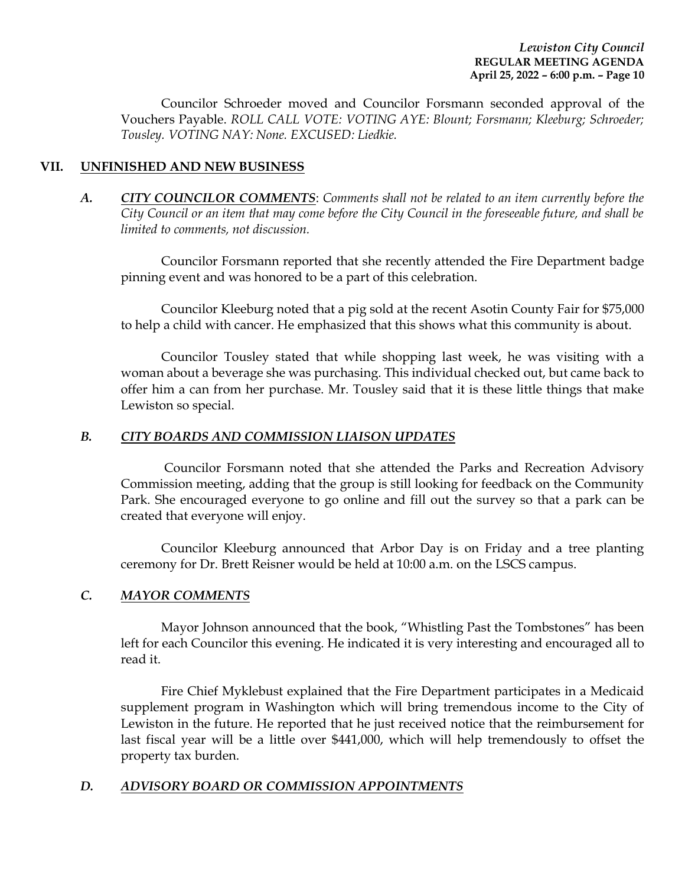Councilor Schroeder moved and Councilor Forsmann seconded approval of the Vouchers Payable. *ROLL CALL VOTE: VOTING AYE: Blount; Forsmann; Kleeburg; Schroeder; Tousley. VOTING NAY: None. EXCUSED: Liedkie.*

## VII. UNFINISHED AND NEW BUSINESS

### *A. CITY COUNCILOR COMMENTS*: *Comments shall not be related to an item currently before the City Council or an item that may come before the City Council in the foreseeable future, and shall be limited to comments, not discussion.*

Councilor Forsmann reported that she recently attended the Fire Department badge pinning event and was honored to be a part of this celebration.

Councilor Kleeburg noted that a pig sold at the recent Asotin County Fair for $75,000 to help a child with cancer. He emphasized that this shows what this community is about.

Councilor Tousley stated that while shopping last week, he was visiting with a woman about a beverage she was purchasing. This individual checked out, but came back to offer him a can from her purchase. Mr. Tousley said that it is these little things that make Lewiston so special.

### *B. CITY BOARDS AND COMMISSION LIAISON UPDATES*

Councilor Forsmann noted that she attended the Parks and Recreation Advisory Commission meeting, adding that the group is still looking for feedback on the Community Park. She encouraged everyone to go online and fill out the survey so that a park can be created that everyone will enjoy.

Councilor Kleeburg announced that Arbor Day is on Friday and a tree planting ceremony for Dr. Brett Reisner would be held at 10:00 a.m. on the LSCS campus.

### *C. MAYOR COMMENTS*

Mayor Johnson announced that the book, "Whistling Past the Tombstones" has been left for each Councilor this evening. He indicated it is very interesting and encouraged all to read it.

Fire Chief Myklebust explained that the Fire Department participates in a Medicaid supplement program in Washington which will bring tremendous income to the City of Lewiston in the future. He reported that he just received notice that the reimbursement for last fiscal year will be a little over $441,000, which will help tremendously to offset the property tax burden.

### *D. ADVISORY BOARD OR COMMISSION APPOINTMENTS*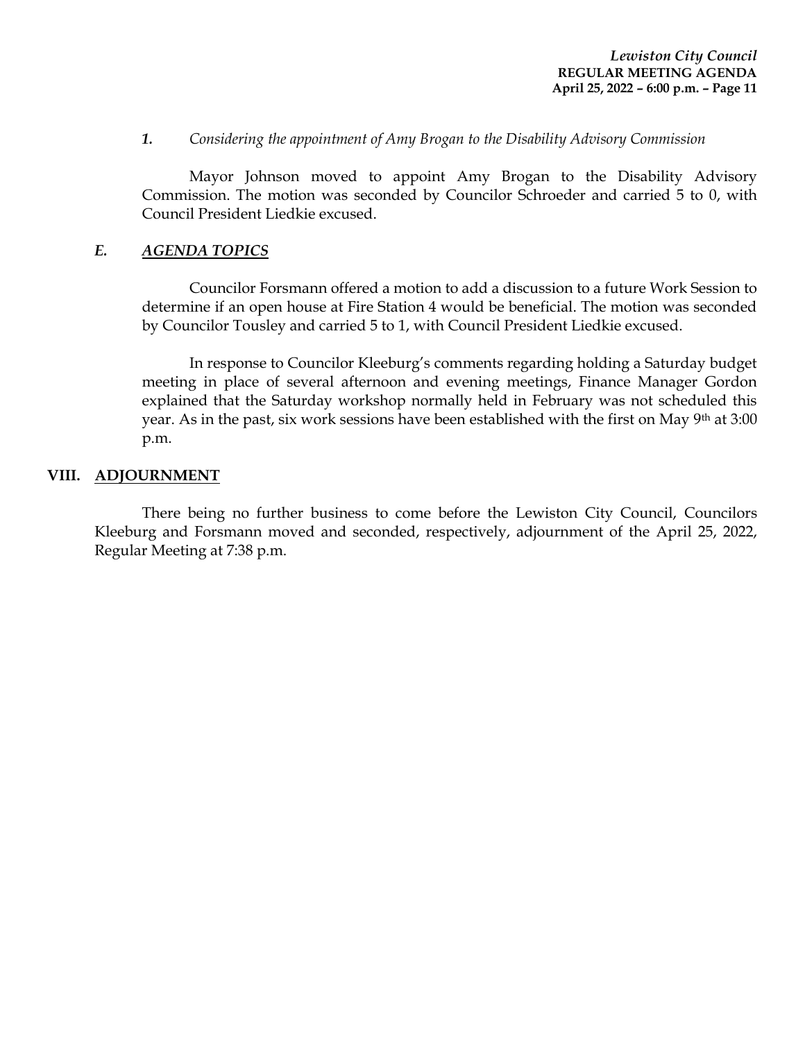*1. Considering the appointment of Amy Brogan to the Disability Advisory Commission*

Mayor Johnson moved to appoint Amy Brogan to the Disability Advisory Commission. The motion was seconded by Councilor Schroeder and carried 5 to 0, with Council President Liedkie excused.

### *E. AGENDA TOPICS*

Councilor Forsmann offered a motion to add a discussion to a future Work Session to determine if an open house at Fire Station 4 would be beneficial. The motion was seconded by Councilor Tousley and carried 5 to 1, with Council President Liedkie excused.

In response to Councilor Kleeburg's comments regarding holding a Saturday budget meeting in place of several afternoon and evening meetings, Finance Manager Gordon explained that the Saturday workshop normally held in February was not scheduled this year. As in the past, six work sessions have been established with the first on May 9th at 3:00 p.m.

## VIII. ADJOURNMENT

There being no further business to come before the Lewiston City Council, Councilors Kleeburg and Forsmann moved and seconded, respectively, adjournment of the April 25, 2022, Regular Meeting at 7:38 p.m.